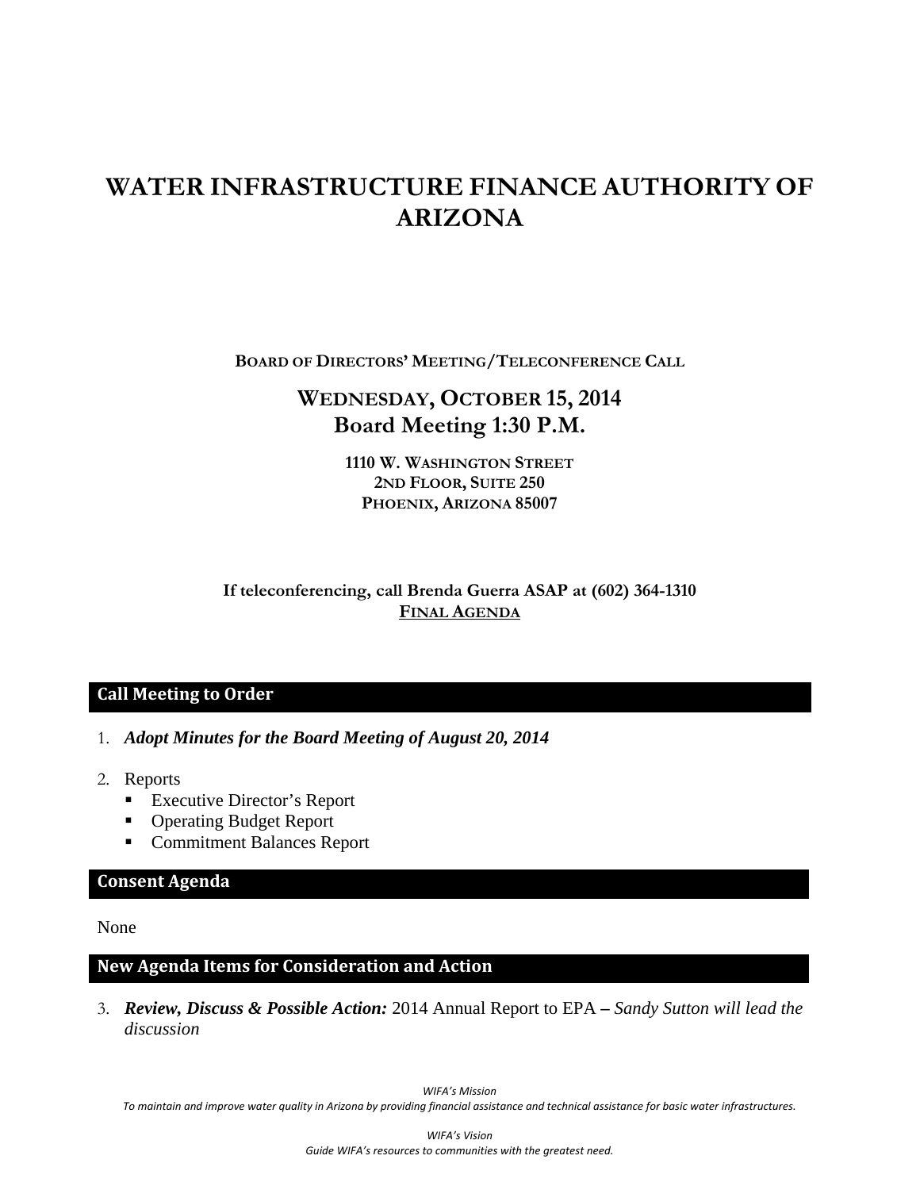# WATER INFRASTRUCTURE FINANCE AUTHORITY OF ARIZONA

**BOARD OF DIRECTORS' MEETING/TELECONFERENCE CALL**

## WEDNESDAY, OCTOBER 15, 2014
## Board Meeting 1:30 P.M.

**1110 W. WASHINGTON STREET**
**2ND FLOOR, SUITE 250**
**PHOENIX, ARIZONA 85007**

**If teleconferencing, call Brenda Guerra ASAP at (602) 364-1310**
**FINAL AGENDA**

### Call Meeting to Order

1. ***Adopt Minutes for the Board Meeting of August 20, 2014***

2. Reports
   - Executive Director's Report
   - Operating Budget Report
   - Commitment Balances Report

### Consent Agenda

None

### New Agenda Items for Consideration and Action

3. ***Review, Discuss & Possible Action:*** 2014 Annual Report to EPA – *Sandy Sutton will lead the discussion*

*WIFA's Mission*
*To maintain and improve water quality in Arizona by providing financial assistance and technical assistance for basic water infrastructures.*

*WIFA's Vision*
*Guide WIFA's resources to communities with the greatest need.*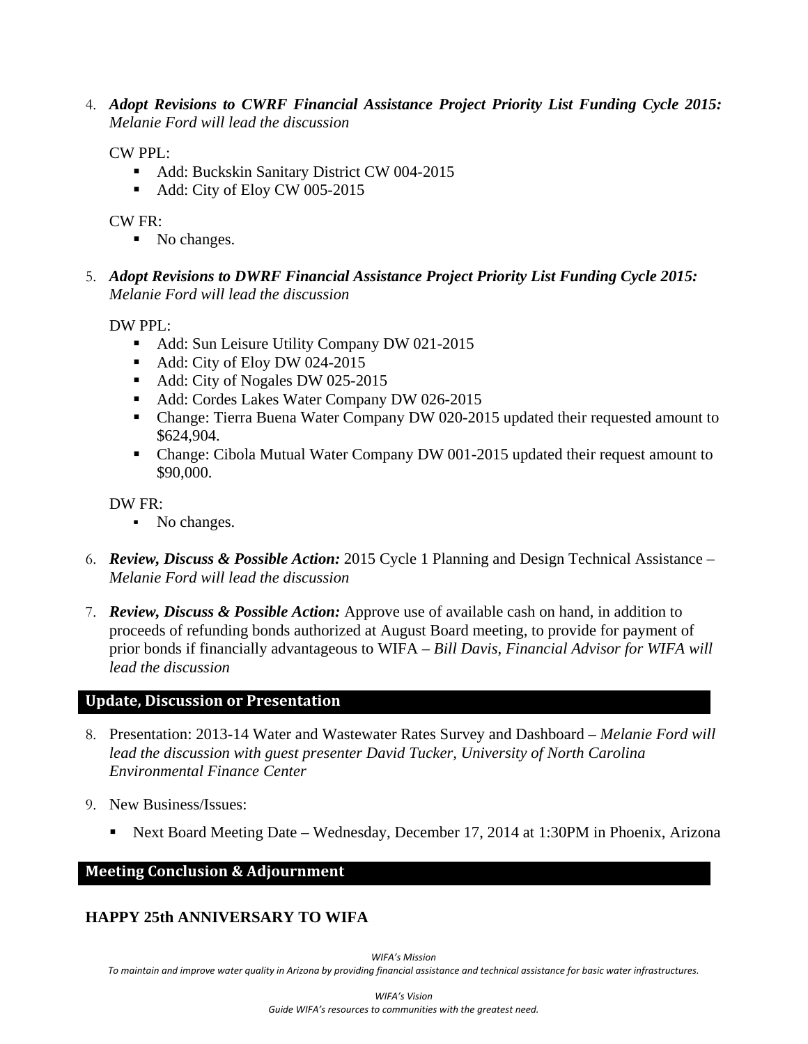4. ***Adopt Revisions to CWRF Financial Assistance Project Priority List Funding Cycle 2015:*** *Melanie Ford will lead the discussion*

   CW PPL:
   - Add: Buckskin Sanitary District CW 004-2015
   - Add: City of Eloy CW 005-2015

   CW FR:
   - No changes.

5. ***Adopt Revisions to DWRF Financial Assistance Project Priority List Funding Cycle 2015:*** *Melanie Ford will lead the discussion*

   DW PPL:
   - Add: Sun Leisure Utility Company DW 021-2015
   - Add: City of Eloy DW 024-2015
   - Add: City of Nogales DW 025-2015
   - Add: Cordes Lakes Water Company DW 026-2015
   - Change: Tierra Buena Water Company DW 020-2015 updated their requested amount to $624,904.
   - Change: Cibola Mutual Water Company DW 001-2015 updated their request amount to $90,000.

   DW FR:
   - No changes.

6. ***Review, Discuss & Possible Action:*** 2015 Cycle 1 Planning and Design Technical Assistance – *Melanie Ford will lead the discussion*

7. ***Review, Discuss & Possible Action:*** Approve use of available cash on hand, in addition to proceeds of refunding bonds authorized at August Board meeting, to provide for payment of prior bonds if financially advantageous to WIFA – *Bill Davis, Financial Advisor for WIFA will lead the discussion*

## Update, Discussion or Presentation

8. Presentation: 2013-14 Water and Wastewater Rates Survey and Dashboard – *Melanie Ford will lead the discussion with guest presenter David Tucker, University of North Carolina Environmental Finance Center*

9. New Business/Issues:

   - Next Board Meeting Date – Wednesday, December 17, 2014 at 1:30PM in Phoenix, Arizona

## Meeting Conclusion & Adjournment

**HAPPY 25th ANNIVERSARY TO WIFA**

*WIFA's Mission*
*To maintain and improve water quality in Arizona by providing financial assistance and technical assistance for basic water infrastructures.*

*WIFA's Vision*
*Guide WIFA's resources to communities with the greatest need.*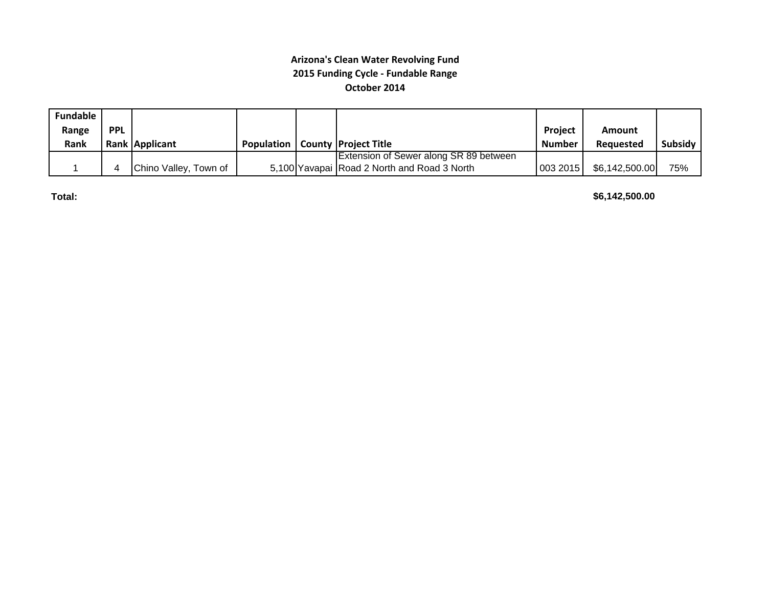**Arizona's Clean Water Revolving Fund**
**2015 Funding Cycle - Fundable Range**
**October 2014**

| Fundable Range Rank | PPL Rank | Applicant | Population | County | Project Title | Project Number | Amount Requested | Subsidy |
|---|---|---|---|---|---|---|---|---|
| 1 | 4 | Chino Valley, Town of | 5,100 | Yavapai | Extension of Sewer along SR 89 between Road 2 North and Road 3 North | 003 2015 | $6,142,500.00 | 75% |

**Total:** **$6,142,500.00**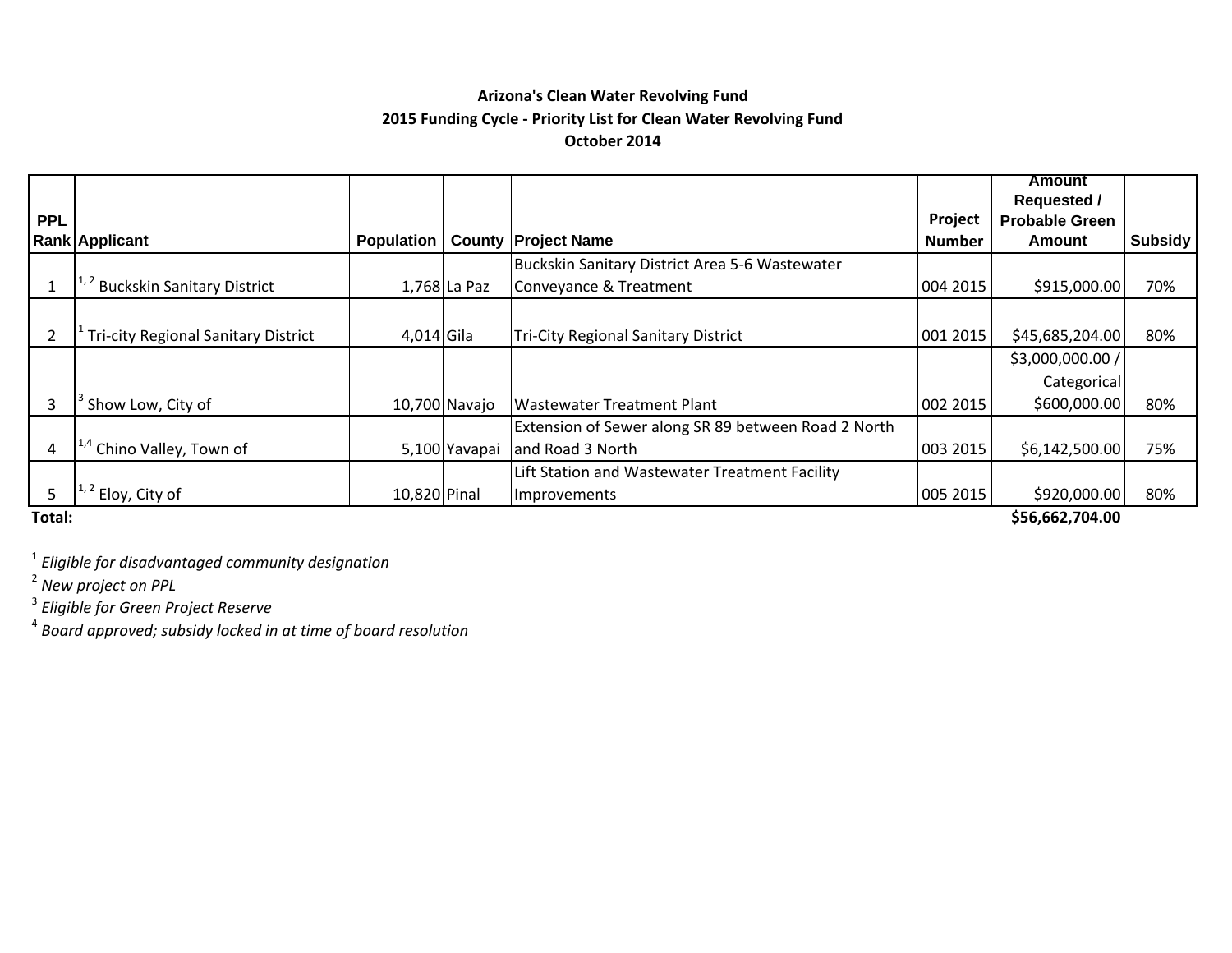**Arizona's Clean Water Revolving Fund**
**2015 Funding Cycle - Priority List for Clean Water Revolving Fund**
**October 2014**

| PPL Rank | Applicant | Population | County | Project Name | Project Number | Amount Requested / Probable Green Amount | Subsidy |
|---|---|---|---|---|---|---|---|
| 1 | [1, 2] Buckskin Sanitary District | 1,768 | La Paz | Buckskin Sanitary District Area 5-6 Wastewater Conveyance & Treatment | 004 2015 | $915,000.00 | 70% |
| 2 | [1] Tri-city Regional Sanitary District | 4,014 | Gila | Tri-City Regional Sanitary District | 001 2015 | $45,685,204.00 | 80% |
| 3 | [3] Show Low, City of | 10,700 | Navajo | Wastewater Treatment Plant | 002 2015 | $3,000,000.00 / Categorical $600,000.00 | 80% |
| 4 | [1,4] Chino Valley, Town of | 5,100 | Yavapai | Extension of Sewer along SR 89 between Road 2 North and Road 3 North | 003 2015 | $6,142,500.00 | 75% |
| 5 | [1, 2] Eloy, City of | 10,820 | Pinal | Lift Station and Wastewater Treatment Facility Improvements | 005 2015 | $920,000.00 | 80% |
| **Total:** | | | | | | **$56,662,704.00** | |

[1] *Eligible for disadvantaged community designation*
[2] *New project on PPL*
[3] *Eligible for Green Project Reserve*
[4] *Board approved; subsidy locked in at time of board resolution*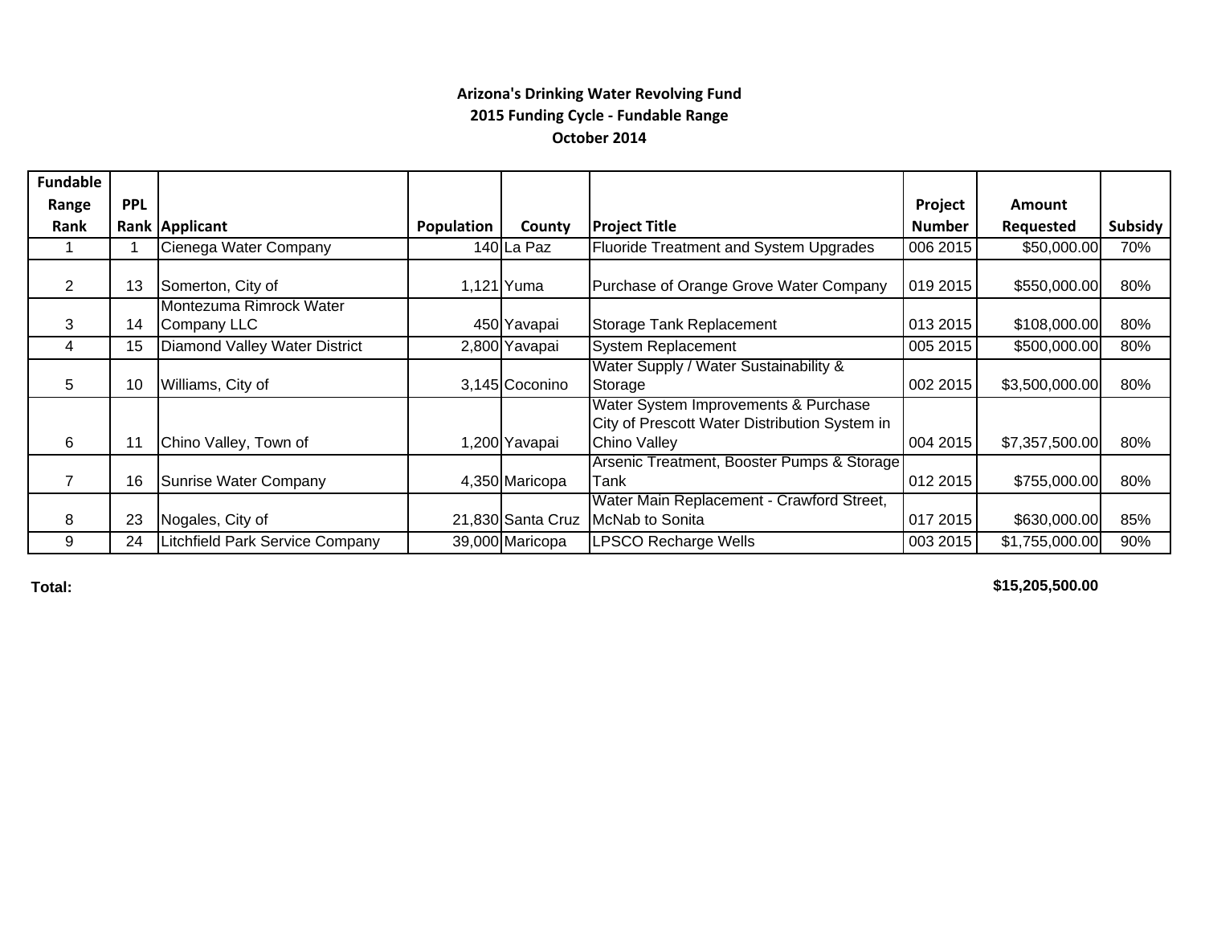**Arizona's Drinking Water Revolving Fund**
**2015 Funding Cycle - Fundable Range**
**October 2014**

| Fundable Range Rank | PPL Rank | Applicant | Population | County | Project Title | Project Number | Amount Requested | Subsidy |
|---|---|---|---|---|---|---|---|---|
| 1 | 1 | Cienega Water Company | 140 | La Paz | Fluoride Treatment and System Upgrades | 006 2015 | $50,000.00 | 70% |
| 2 | 13 | Somerton, City of | 1,121 | Yuma | Purchase of Orange Grove Water Company | 019 2015 | $550,000.00 | 80% |
| 3 | 14 | Montezuma Rimrock Water Company LLC | 450 | Yavapai | Storage Tank Replacement | 013 2015 | $108,000.00 | 80% |
| 4 | 15 | Diamond Valley Water District | 2,800 | Yavapai | System Replacement | 005 2015 | $500,000.00 | 80% |
| 5 | 10 | Williams, City of | 3,145 | Coconino | Water Supply / Water Sustainability & Storage | 002 2015 | $3,500,000.00 | 80% |
| 6 | 11 | Chino Valley, Town of | 1,200 | Yavapai | Water System Improvements & Purchase City of Prescott Water Distribution System in Chino Valley | 004 2015 | $7,357,500.00 | 80% |
| 7 | 16 | Sunrise Water Company | 4,350 | Maricopa | Arsenic Treatment, Booster Pumps & Storage Tank | 012 2015 | $755,000.00 | 80% |
| 8 | 23 | Nogales, City of | 21,830 | Santa Cruz | Water Main Replacement - Crawford Street, McNab to Sonita | 017 2015 | $630,000.00 | 85% |
| 9 | 24 | Litchfield Park Service Company | 39,000 | Maricopa | LPSCO Recharge Wells | 003 2015 | $1,755,000.00 | 90% |

**Total:** **$15,205,500.00**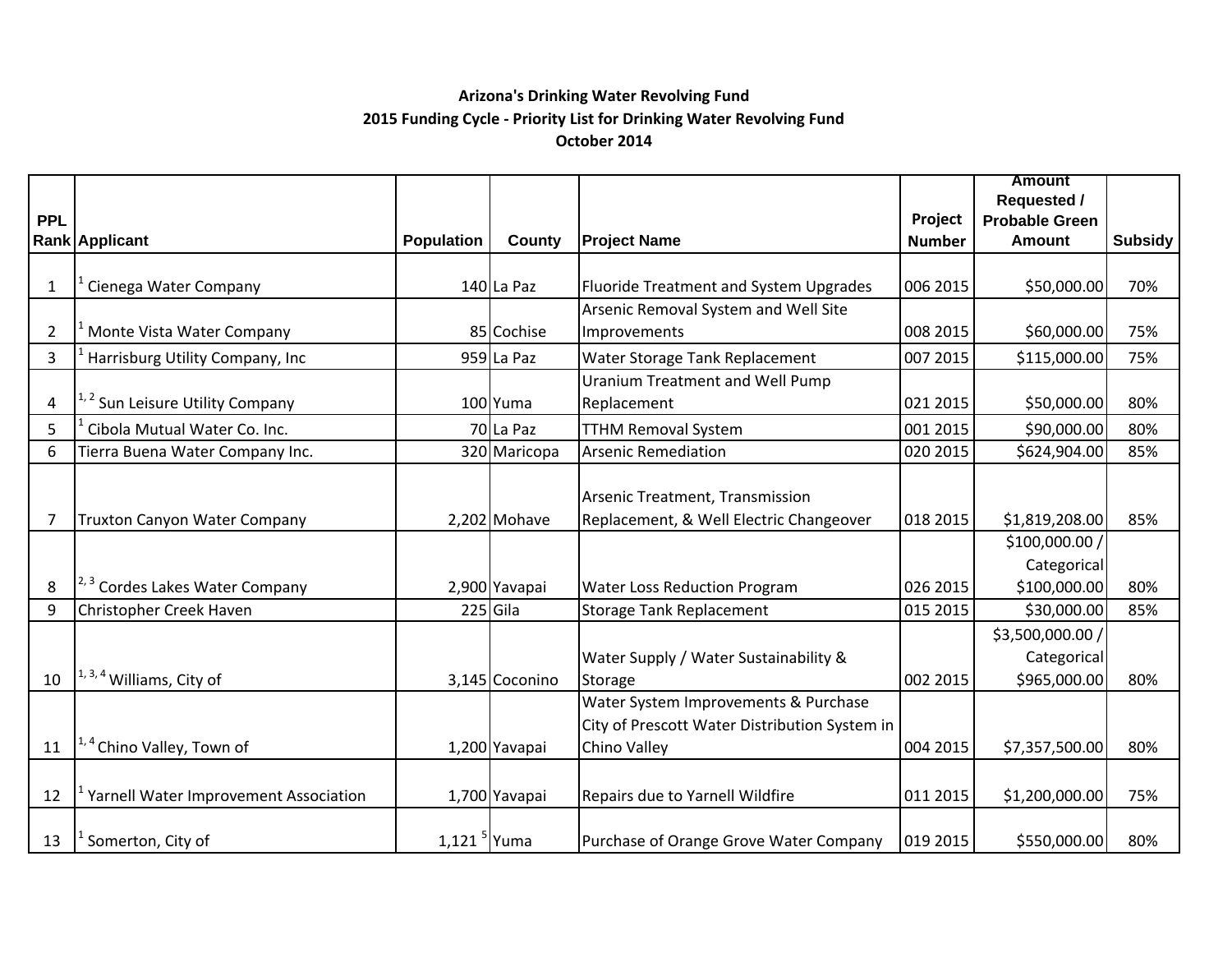**Arizona's Drinking Water Revolving Fund**

**2015 Funding Cycle - Priority List for Drinking Water Revolving Fund**

**October 2014**

| PPL Rank | Applicant | Population | County | Project Name | Project Number | Amount Requested / Probable Green Amount | Subsidy |
|---|---|---|---|---|---|---|---|
| 1 | [1] Cienega Water Company | 140 | La Paz | Fluoride Treatment and System Upgrades | 006 2015 | $50,000.00 | 70% |
| 2 | [1] Monte Vista Water Company | 85 | Cochise | Arsenic Removal System and Well Site Improvements | 008 2015 | $60,000.00 | 75% |
| 3 | [1] Harrisburg Utility Company, Inc | 959 | La Paz | Water Storage Tank Replacement | 007 2015 | $115,000.00 | 75% |
| 4 | [1, 2] Sun Leisure Utility Company | 100 | Yuma | Uranium Treatment and Well Pump Replacement | 021 2015 | $50,000.00 | 80% |
| 5 | [1] Cibola Mutual Water Co. Inc. | 70 | La Paz | TTHM Removal System | 001 2015 | $90,000.00 | 80% |
| 6 | Tierra Buena Water Company Inc. | 320 | Maricopa | Arsenic Remediation | 020 2015 | $624,904.00 | 85% |
| 7 | Truxton Canyon Water Company | 2,202 | Mohave | Arsenic Treatment, Transmission Replacement, & Well Electric Changeover | 018 2015 | $1,819,208.00 | 85% |
| 8 | [2, 3] Cordes Lakes Water Company | 2,900 | Yavapai | Water Loss Reduction Program | 026 2015 | $100,000.00 / Categorical $100,000.00 | 80% |
| 9 | Christopher Creek Haven | 225 | Gila | Storage Tank Replacement | 015 2015 | $30,000.00 | 85% |
| 10 | [1, 3, 4] Williams, City of | 3,145 | Coconino | Water Supply / Water Sustainability & Storage | 002 2015 | $3,500,000.00 / Categorical $965,000.00 | 80% |
| 11 | [1, 4] Chino Valley, Town of | 1,200 | Yavapai | Water System Improvements & Purchase City of Prescott Water Distribution System in Chino Valley | 004 2015 | $7,357,500.00 | 80% |
| 12 | [1] Yarnell Water Improvement Association | 1,700 | Yavapai | Repairs due to Yarnell Wildfire | 011 2015 | $1,200,000.00 | 75% |
| 13 | [1] Somerton, City of | 1,121 [5] | Yuma | Purchase of Orange Grove Water Company | 019 2015 | $550,000.00 | 80% |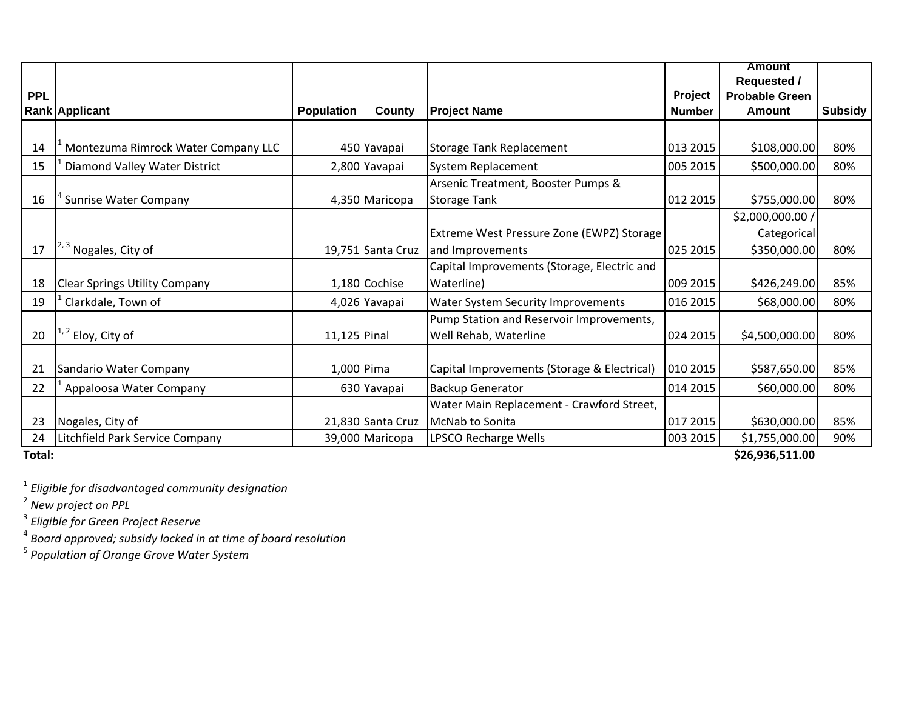| PPL Rank | Applicant | Population | County | Project Name | Project Number | Amount Requested / Probable Green Amount | Subsidy |
|---|---|---|---|---|---|---|---|
| 14 | [1] Montezuma Rimrock Water Company LLC | 450 | Yavapai | Storage Tank Replacement | 013 2015 | $108,000.00 | 80% |
| 15 | [1] Diamond Valley Water District | 2,800 | Yavapai | System Replacement | 005 2015 | $500,000.00 | 80% |
| 16 | [4] Sunrise Water Company | 4,350 | Maricopa | Arsenic Treatment, Booster Pumps & Storage Tank | 012 2015 | $755,000.00 | 80% |
| 17 | [2, 3] Nogales, City of | 19,751 | Santa Cruz | Extreme West Pressure Zone (EWPZ) Storage and Improvements | 025 2015 | $2,000,000.00 / Categorical $350,000.00 | 80% |
| 18 | Clear Springs Utility Company | 1,180 | Cochise | Capital Improvements (Storage, Electric and Waterline) | 009 2015 | $426,249.00 | 85% |
| 19 | [1] Clarkdale, Town of | 4,026 | Yavapai | Water System Security Improvements | 016 2015 | $68,000.00 | 80% |
| 20 | [1, 2] Eloy, City of | 11,125 | Pinal | Pump Station and Reservoir Improvements, Well Rehab, Waterline | 024 2015 | $4,500,000.00 | 80% |
| 21 | Sandario Water Company | 1,000 | Pima | Capital Improvements (Storage & Electrical) | 010 2015 | $587,650.00 | 85% |
| 22 | [1] Appaloosa Water Company | 630 | Yavapai | Backup Generator | 014 2015 | $60,000.00 | 80% |
| 23 | Nogales, City of | 21,830 | Santa Cruz | Water Main Replacement - Crawford Street, McNab to Sonita | 017 2015 | $630,000.00 | 85% |
| 24 | Litchfield Park Service Company | 39,000 | Maricopa | LPSCO Recharge Wells | 003 2015 | $1,755,000.00 | 90% |
| **Total:** | | | | | | **$26,936,511.00** | |

[1] *Eligible for disadvantaged community designation*
[2] *New project on PPL*
[3] *Eligible for Green Project Reserve*
[4] *Board approved; subsidy locked in at time of board resolution*
[5] *Population of Orange Grove Water System*